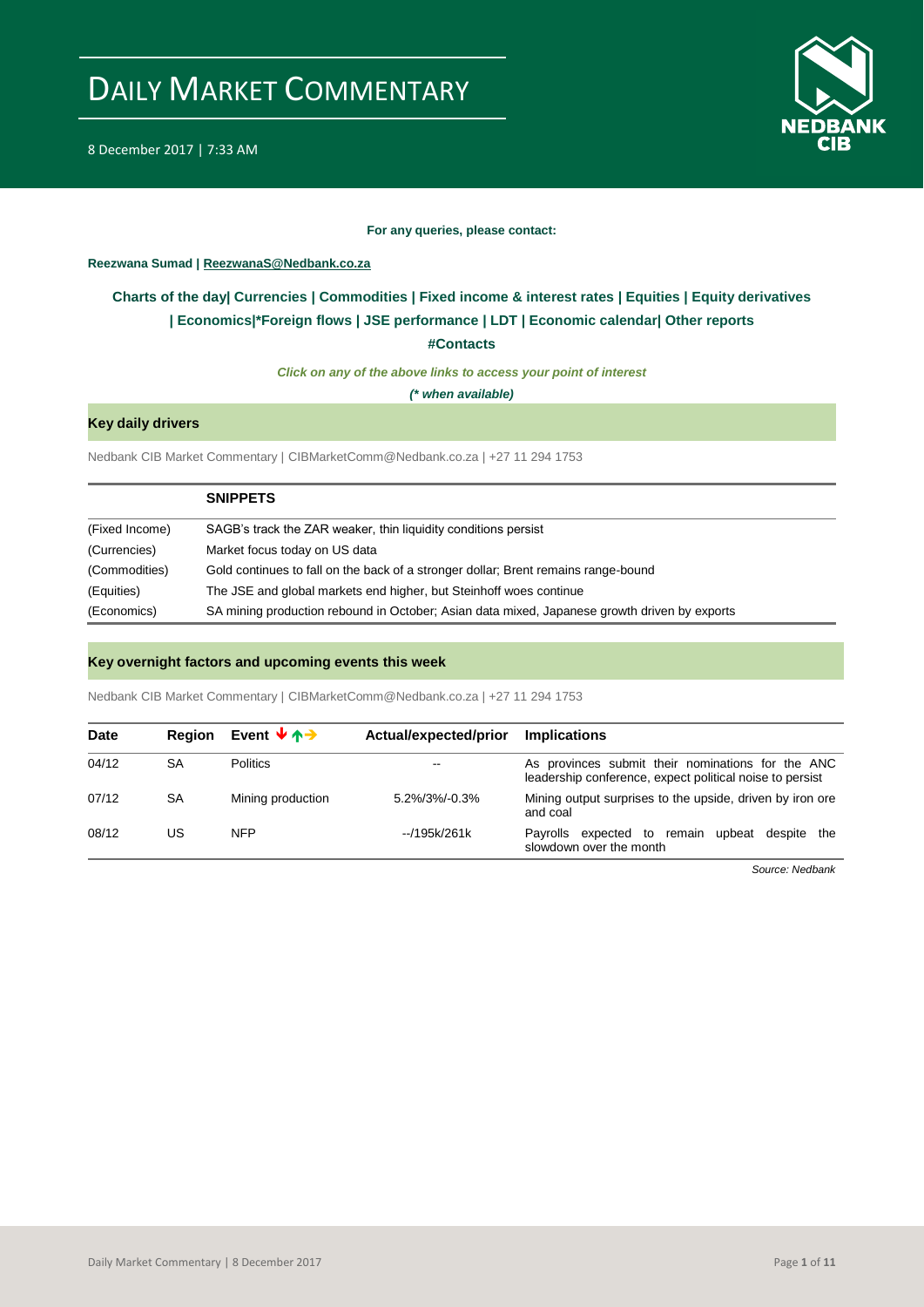# DAILY MARKET COMMENTARY

8 December 2017 | 7:33 AM

**For any queries, please contact:**

**Reezwana Sumad | ReezwanaS@Nedbank.co.za**

**Charts of the day| Currencies | Commodities | Fixed income & interest rates | Equities | Equity derivatives | Economics|*Foreign flows | JSE performance | LDT | Economic calendar| Other reports**

**#Contacts**

***Click on any of the above links to access your point of interest***

***(* when available)***

## Key daily drivers

Nedbank CIB Market Commentary | CIBMarketComm@Nedbank.co.za | +27 11 294 1753

| | SNIPPETS |
|---|---|
| (Fixed Income) | SAGB's track the ZAR weaker, thin liquidity conditions persist |
| (Currencies) | Market focus today on US data |
| (Commodities) | Gold continues to fall on the back of a stronger dollar; Brent remains range-bound |
| (Equities) | The JSE and global markets end higher, but Steinhoff woes continue |
| (Economics) | SA mining production rebound in October; Asian data mixed, Japanese growth driven by exports |

## Key overnight factors and upcoming events this week

Nedbank CIB Market Commentary | CIBMarketComm@Nedbank.co.za | +27 11 294 1753

| Date | Region | Event ↓↑→ | Actual/expected/prior | Implications |
|---|---|---|---|---|
| 04/12 | SA | Politics | -- | As provinces submit their nominations for the ANC leadership conference, expect political noise to persist |
| 07/12 | SA | Mining production | 5.2%/3%/-0.3% | Mining output surprises to the upside, driven by iron ore and coal |
| 08/12 | US | NFP | --/195k/261k | Payrolls expected to remain upbeat despite the slowdown over the month |

*Source: Nedbank*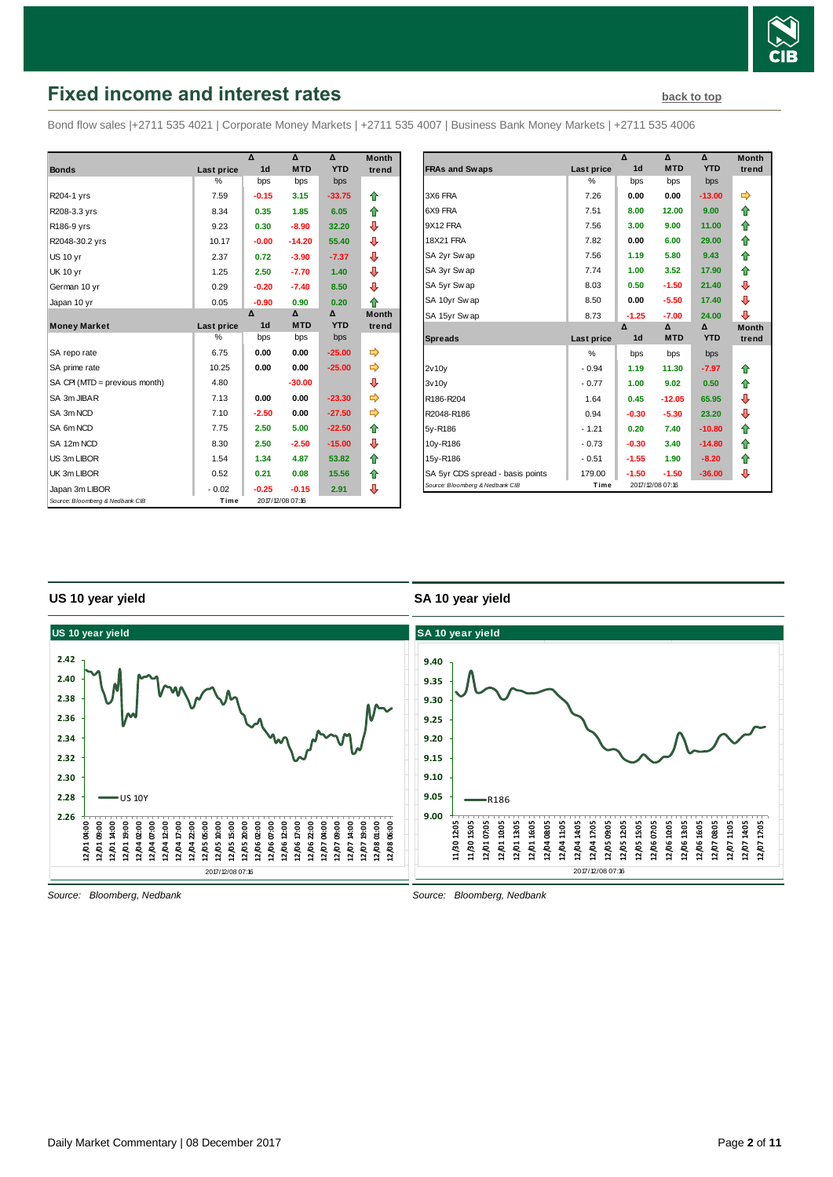# Fixed income and interest rates

back to top

Bond flow sales |+2711 535 4021 | Corporate Money Markets | +2711 535 4007 | Business Bank Money Markets | +2711 535 4006

| Bonds | Last price | Δ 1d | Δ MTD | Δ YTD | Month trend |
|---|---|---|---|---|---|
| | % | bps | bps | bps | |
| R204-1 yrs | 7.59 | -0.15 | 3.15 | -33.75 | ⇧ |
| R208-3.3 yrs | 8.34 | 0.35 | 1.85 | 6.05 | ⇧ |
| R186-9 yrs | 9.23 | 0.30 | -8.90 | 32.20 | ⇩ |
| R2048-30.2 yrs | 10.17 | -0.00 | -14.20 | 55.40 | ⇩ |
| US 10 yr | 2.37 | 0.72 | -3.90 | -7.37 | ⇩ |
| UK 10 yr | 1.25 | 2.50 | -7.70 | 1.40 | ⇩ |
| German 10 yr | 0.29 | -0.20 | -7.40 | 8.50 | ⇩ |
| Japan 10 yr | 0.05 | -0.90 | 0.90 | 0.20 | ⇧ |
| **Money Market** | **Last price** | **Δ 1d** | **Δ MTD** | **Δ YTD** | **Month trend** |
| | % | bps | bps | bps | |
| SA repo rate | 6.75 | 0.00 | 0.00 | -25.00 | ⇨ |
| SA prime rate | 10.25 | 0.00 | 0.00 | -25.00 | ⇨ |
| SA CPI (MTD = previous month) | 4.80 | | -30.00 | | ⇩ |
| SA 3m JIBAR | 7.13 | 0.00 | 0.00 | -23.30 | ⇨ |
| SA 3m NCD | 7.10 | -2.50 | 0.00 | -27.50 | ⇨ |
| SA 6m NCD | 7.75 | 2.50 | 5.00 | -22.50 | ⇧ |
| SA 12m NCD | 8.30 | 2.50 | -2.50 | -15.00 | ⇩ |
| US 3m LIBOR | 1.54 | 1.34 | 4.87 | 53.82 | ⇧ |
| UK 3m LIBOR | 0.52 | 0.21 | 0.08 | 15.56 | ⇧ |
| Japan 3m LIBOR | -0.02 | -0.25 | -0.15 | 2.91 | ⇩ |

Source: Bloomberg & Nedbank CIB | Time 2017/12/08 07:16

| FRAs and Swaps | Last price | Δ 1d | Δ MTD | Δ YTD | Month trend |
|---|---|---|---|---|---|
| | % | bps | bps | bps | |
| 3X6 FRA | 7.26 | 0.00 | 0.00 | -13.00 | ⇨ |
| 6X9 FRA | 7.51 | 8.00 | 12.00 | 9.00 | ⇧ |
| 9X12 FRA | 7.56 | 3.00 | 9.00 | 11.00 | ⇧ |
| 18X21 FRA | 7.82 | 0.00 | 6.00 | 29.00 | ⇧ |
| SA 2yr Swap | 7.56 | 1.19 | 5.80 | 9.43 | ⇧ |
| SA 3yr Swap | 7.74 | 1.00 | 3.52 | 17.90 | ⇧ |
| SA 5yr Swap | 8.03 | 0.50 | -1.50 | 21.40 | ⇩ |
| SA 10yr Swap | 8.50 | 0.00 | -5.50 | 17.40 | ⇩ |
| SA 15yr Swap | 8.73 | -1.25 | -7.00 | 24.00 | ⇩ |
| **Spreads** | **Last price** | **Δ 1d** | **Δ MTD** | **Δ YTD** | **Month trend** |
| | % | bps | bps | bps | |
| 2v10y | -0.94 | 1.19 | 11.30 | -7.97 | ⇧ |
| 3v10y | -0.77 | 1.00 | 9.02 | 0.50 | ⇧ |
| R186-R204 | 1.64 | 0.45 | -12.05 | 65.95 | ⇩ |
| R2048-R186 | 0.94 | -0.30 | -5.30 | 23.20 | ⇩ |
| 5y-R186 | -1.21 | 0.20 | 7.40 | -10.80 | ⇧ |
| 10y-R186 | -0.73 | -0.30 | 3.40 | -14.80 | ⇧ |
| 15y-R186 | -0.51 | -1.55 | 1.90 | -8.20 | ⇧ |
| SA 5yr CDS spread - basis points | 179.00 | -1.50 | -1.50 | -36.00 | ⇩ |

Source: Bloomberg & Nedbank CIB | Time 2017/12/08 07:16

## US 10 year yield

Source: Bloomberg, Nedbank

## SA 10 year yield

Source: Bloomberg, Nedbank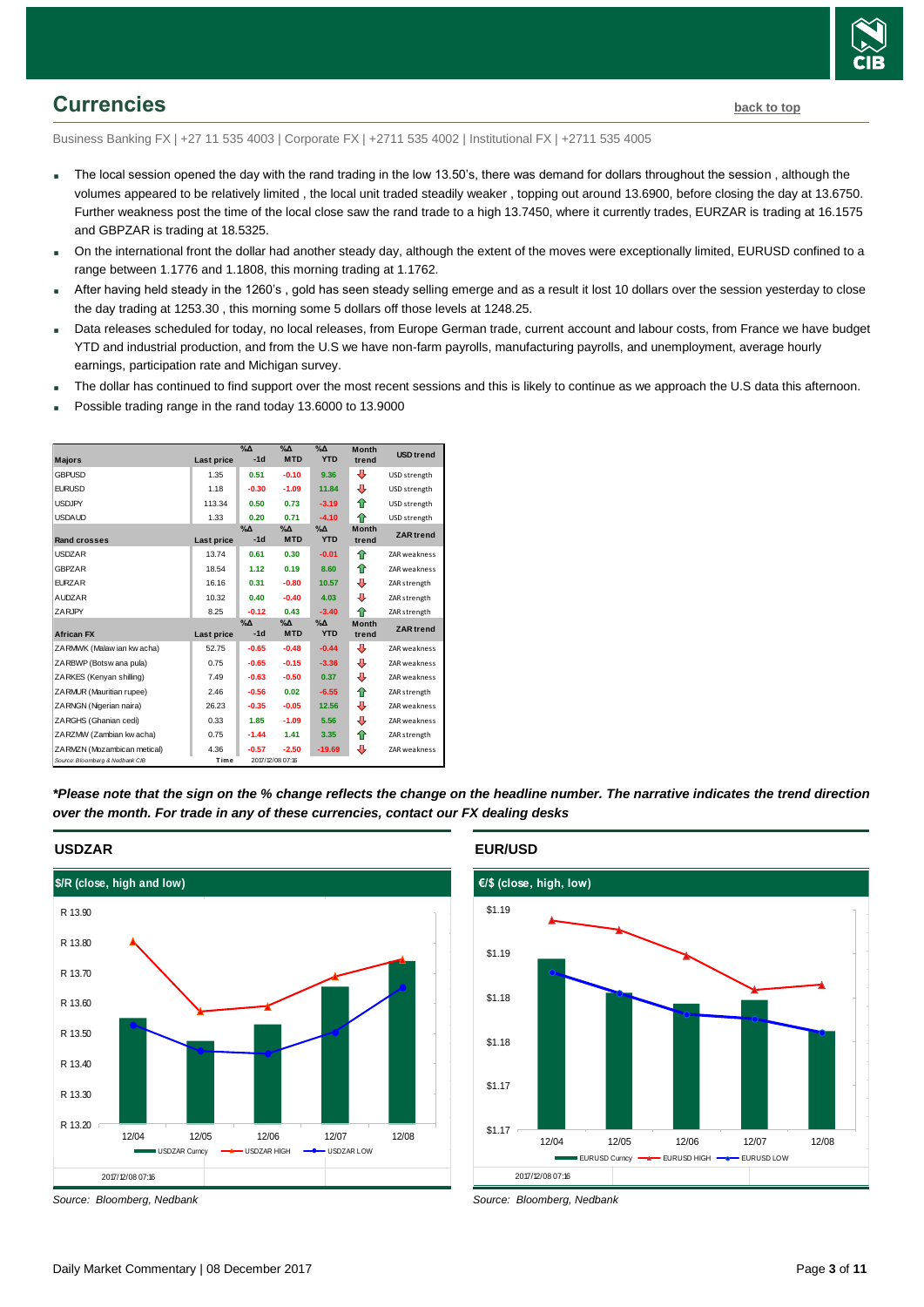## Currencies

back to top

Business Banking FX | +27 11 535 4003 | Corporate FX | +2711 535 4002 | Institutional FX | +2711 535 4005

- The local session opened the day with the rand trading in the low 13.50's, there was demand for dollars throughout the session , although the volumes appeared to be relatively limited , the local unit traded steadily weaker , topping out around 13.6900, before closing the day at 13.6750. Further weakness post the time of the local close saw the rand trade to a high 13.7450, where it currently trades, EURZAR is trading at 16.1575 and GBPZAR is trading at 18.5325.
- On the international front the dollar had another steady day, although the extent of the moves were exceptionally limited, EURUSD confined to a range between 1.1776 and 1.1808, this morning trading at 1.1762.
- After having held steady in the 1260's , gold has seen steady selling emerge and as a result it lost 10 dollars over the session yesterday to close the day trading at 1253.30 , this morning some 5 dollars off those levels at 1248.25.
- Data releases scheduled for today, no local releases, from Europe German trade, current account and labour costs, from France we have budget YTD and industrial production, and from the U.S we have non-farm payrolls, manufacturing payrolls, and unemployment, average hourly earnings, participation rate and Michigan survey.
- The dollar has continued to find support over the most recent sessions and this is likely to continue as we approach the U.S data this afternoon.
- Possible trading range in the rand today 13.6000 to 13.9000

| Majors | Last price | %Δ -1d | %Δ MTD | %Δ YTD | Month trend | USD trend |
|---|---|---|---|---|---|---|
| GBPUSD | 1.35 | 0.51 | -0.10 | 9.36 | ⇩ | USD strength |
| EURUSD | 1.18 | -0.30 | -1.09 | 11.84 | ⇩ | USD strength |
| USDJPY | 113.34 | 0.50 | 0.73 | -3.19 | ⇧ | USD strength |
| USDAUD | 1.33 | 0.20 | 0.71 | -4.10 | ⇧ | USD strength |
| **Rand crosses** | **Last price** | **%Δ -1d** | **%Δ MTD** | **%Δ YTD** | **Month trend** | **ZAR trend** |
| USDZAR | 13.74 | 0.61 | 0.30 | -0.01 | ⇧ | ZAR weakness |
| GBPZAR | 18.54 | 1.12 | 0.19 | 8.60 | ⇧ | ZAR weakness |
| EURZAR | 16.16 | 0.31 | -0.80 | 10.57 | ⇩ | ZAR strength |
| AUDZAR | 10.32 | 0.40 | -0.40 | 4.03 | ⇩ | ZAR strength |
| ZARJPY | 8.25 | -0.12 | 0.43 | -3.40 | ⇧ | ZAR strength |
| **African FX** | **Last price** | **%Δ -1d** | **%Δ MTD** | **%Δ YTD** | **Month trend** | **ZAR trend** |
| ZARMWK (Malawian kwacha) | 52.75 | -0.65 | -0.48 | -0.44 | ⇩ | ZAR weakness |
| ZARBWP (Botswana pula) | 0.75 | -0.65 | -0.15 | -3.36 | ⇩ | ZAR weakness |
| ZARKES (Kenyan shilling) | 7.49 | -0.63 | -0.50 | 0.37 | ⇩ | ZAR weakness |
| ZARMUR (Mauritian rupee) | 2.46 | -0.56 | 0.02 | -6.55 | ⇧ | ZAR strength |
| ZARNGN (Nigerian naira) | 26.23 | -0.35 | -0.05 | 12.56 | ⇩ | ZAR weakness |
| ZARGHS (Ghanian cedi) | 0.33 | 1.85 | -1.09 | 5.56 | ⇩ | ZAR weakness |
| ZARZMW (Zambian kwacha) | 0.75 | -1.44 | 1.41 | 3.35 | ⇧ | ZAR strength |
| ZARMZN (Mozambican metical) | 4.36 | -0.57 | -2.50 | -19.69 | ⇩ | ZAR weakness |

Source: Bloomberg & Nedbank CIB — Time 2017/12/08 07:16

***Please note that the sign on the % change reflects the change on the headline number. The narrative indicates the trend direction over the month. For trade in any of these currencies, contact our FX dealing desks***

### USDZAR

$/R (close, high and low)

Source: Bloomberg, Nedbank

### EUR/USD

€/$ (close, high, low)

Source: Bloomberg, Nedbank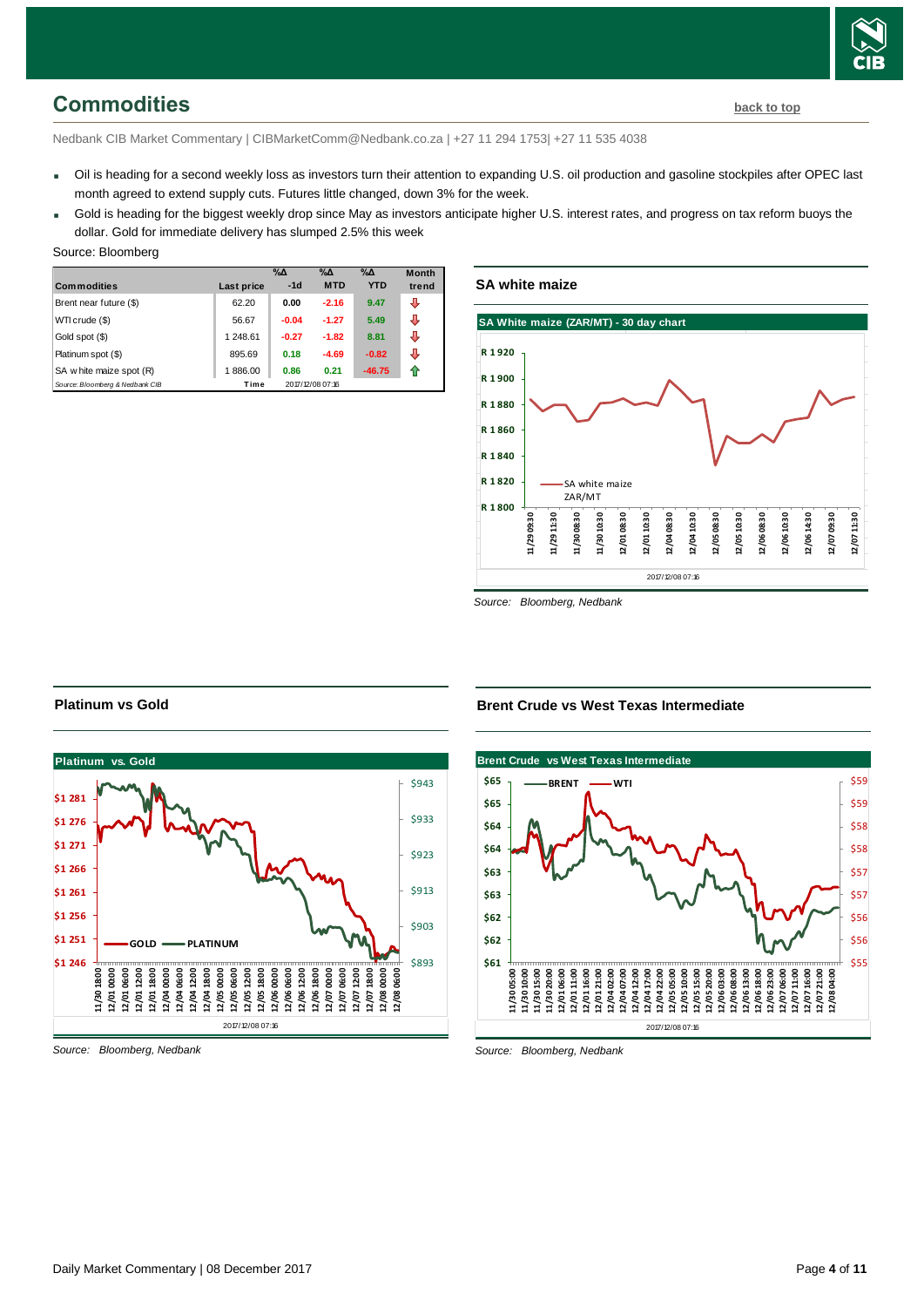## Commodities

back to top

Nedbank CIB Market Commentary | CIBMarketComm@Nedbank.co.za | +27 11 294 1753| +27 11 535 4038

- Oil is heading for a second weekly loss as investors turn their attention to expanding U.S. oil production and gasoline stockpiles after OPEC last month agreed to extend supply cuts. Futures little changed, down 3% for the week.
- Gold is heading for the biggest weekly drop since May as investors anticipate higher U.S. interest rates, and progress on tax reform buoys the dollar. Gold for immediate delivery has slumped 2.5% this week

Source: Bloomberg

| Commodities | Last price | %Δ -1d | %Δ MTD | %Δ YTD | Month trend |
|---|---|---|---|---|---|
| Brent near future ($) | 62.20 | 0.00 | -2.16 | 9.47 | ⇩ |
| WTI crude ($) | 56.67 | -0.04 | -1.27 | 5.49 | ⇩ |
| Gold spot ($) | 1 248.61 | -0.27 | -1.82 | 8.81 | ⇩ |
| Platinum spot ($) | 895.69 | 0.18 | -4.69 | -0.82 | ⇩ |
| SA white maize spot (R) | 1 886.00 | 0.86 | 0.21 | -46.75 | ⇧ |
| *Source: Bloomberg & Nedbank CIB* | Time | 2017/12/08 07:16 | | | |

### SA white maize

*Source: Bloomberg, Nedbank*

### Platinum vs Gold

*Source: Bloomberg, Nedbank*

### Brent Crude vs West Texas Intermediate

*Source: Bloomberg, Nedbank*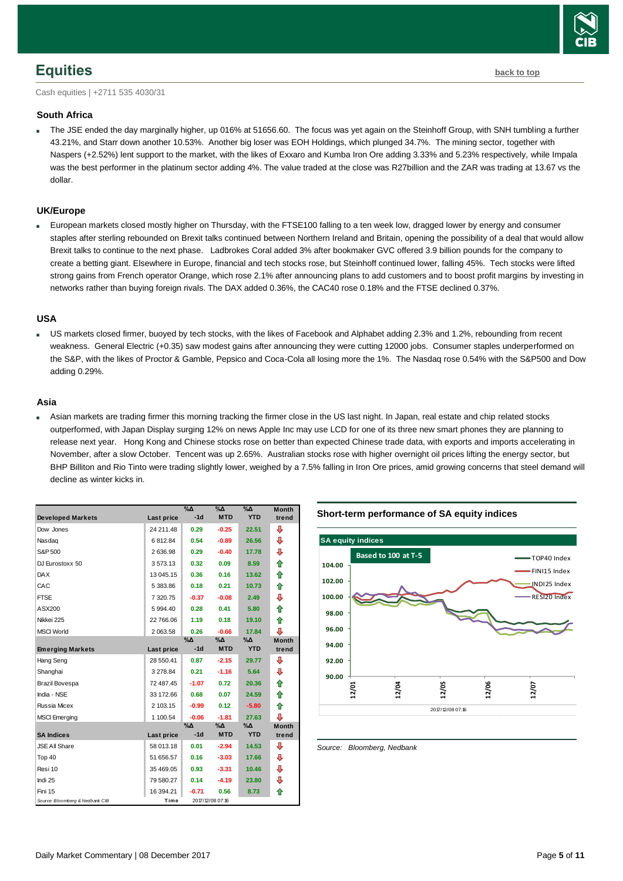# Equities

back to top

Cash equities | +2711 535 4030/31

### South Africa

- The JSE ended the day marginally higher, up 016% at 51656.60. The focus was yet again on the Steinhoff Group, with SNH tumbling a further 43.21%, and Starr down another 10.53%. Another big loser was EOH Holdings, which plunged 34.7%. The mining sector, together with Naspers (+2.52%) lent support to the market, with the likes of Exxaro and Kumba Iron Ore adding 3.33% and 5.23% respectively, while Impala was the best performer in the platinum sector adding 4%. The value traded at the close was R27billion and the ZAR was trading at 13.67 vs the dollar.

### UK/Europe

- European markets closed mostly higher on Thursday, with the FTSE100 falling to a ten week low, dragged lower by energy and consumer staples after sterling rebounded on Brexit talks continued between Northern Ireland and Britain, opening the possibility of a deal that would allow Brexit talks to continue to the next phase. Ladbrokes Coral added 3% after bookmaker GVC offered 3.9 billion pounds for the company to create a betting giant. Elsewhere in Europe, financial and tech stocks rose, but Steinhoff continued lower, falling 45%. Tech stocks were lifted strong gains from French operator Orange, which rose 2.1% after announcing plans to add customers and to boost profit margins by investing in networks rather than buying foreign rivals. The DAX added 0.36%, the CAC40 rose 0.18% and the FTSE declined 0.37%.

### USA

- US markets closed firmer, buoyed by tech stocks, with the likes of Facebook and Alphabet adding 2.3% and 1.2%, rebounding from recent weakness. General Electric (+0.35) saw modest gains after announcing they were cutting 12000 jobs. Consumer staples underperformed on the S&P, with the likes of Proctor & Gamble, Pepsico and Coca-Cola all losing more the 1%. The Nasdaq rose 0.54% with the S&P500 and Dow adding 0.29%.

### Asia

- Asian markets are trading firmer this morning tracking the firmer close in the US last night. In Japan, real estate and chip related stocks outperformed, with Japan Display surging 12% on news Apple Inc may use LCD for one of its three new smart phones they are planning to release next year. Hong Kong and Chinese stocks rose on better than expected Chinese trade data, with exports and imports accelerating in November, after a slow October. Tencent was up 2.65%. Australian stocks rose with higher overnight oil prices lifting the energy sector, but BHP Billiton and Rio Tinto were trading slightly lower, weighed by a 7.5% falling in Iron Ore prices, amid growing concerns that steel demand will decline as winter kicks in.

| Developed Markets | Last price | %Δ -1d | %Δ MTD | %Δ YTD | Month trend |
|---|---|---|---|---|---|
| Dow Jones | 24 211.48 | 0.29 | -0.25 | 22.51 | ⇩ |
| Nasdaq | 6 812.84 | 0.54 | -0.89 | 26.56 | ⇩ |
| S&P 500 | 2 636.98 | 0.29 | -0.40 | 17.78 | ⇩ |
| DJ Eurostoxx 50 | 3 573.13 | 0.32 | 0.09 | 8.59 | ⇧ |
| DAX | 13 045.15 | 0.36 | 0.16 | 13.62 | ⇧ |
| CAC | 5 383.86 | 0.18 | 0.21 | 10.73 | ⇧ |
| FTSE | 7 320.75 | -0.37 | -0.08 | 2.49 | ⇩ |
| ASX200 | 5 994.40 | 0.28 | 0.41 | 5.80 | ⇧ |
| Nikkei 225 | 22 766.06 | 1.19 | 0.18 | 19.10 | ⇧ |
| MSCI World | 2 063.58 | 0.26 | -0.66 | 17.84 | ⇩ |
| **Emerging Markets** | **Last price** | **%Δ -1d** | **%Δ MTD** | **%Δ YTD** | **Month trend** |
| Hang Seng | 28 550.41 | 0.87 | -2.15 | 29.77 | ⇩ |
| Shanghai | 3 278.84 | 0.21 | -1.16 | 5.64 | ⇩ |
| Brazil Bovespa | 72 487.45 | -1.07 | 0.72 | 20.36 | ⇧ |
| India - NSE | 33 172.66 | 0.68 | 0.07 | 24.59 | ⇧ |
| Russia Micex | 2 103.15 | -0.99 | 0.12 | -5.80 | ⇧ |
| MSCI Emerging | 1 100.54 | -0.06 | -1.81 | 27.63 | ⇩ |
| **SA Indices** | **Last price** | **%Δ -1d** | **%Δ MTD** | **%Δ YTD** | **Month trend** |
| JSE All Share | 58 013.18 | 0.01 | -2.94 | 14.53 | ⇩ |
| Top 40 | 51 656.57 | 0.16 | -3.03 | 17.66 | ⇩ |
| Resi 10 | 35 469.05 | 0.93 | -3.31 | 10.46 | ⇩ |
| Indi 25 | 79 580.27 | 0.14 | -4.19 | 23.80 | ⇩ |
| Fini 15 | 16 394.21 | -0.71 | 0.56 | 8.73 | ⇧ |

Source: Bloomberg & Nedbank CIB | Time 2017/12/08 07:16

### Short-term performance of SA equity indices

SA equity indices — Based to 100 at T-5 (TOP40 Index, FINI15 Index, INDI25 Index, RESI20 Index), 2017/12/08 07:16

Source: Bloomberg, Nedbank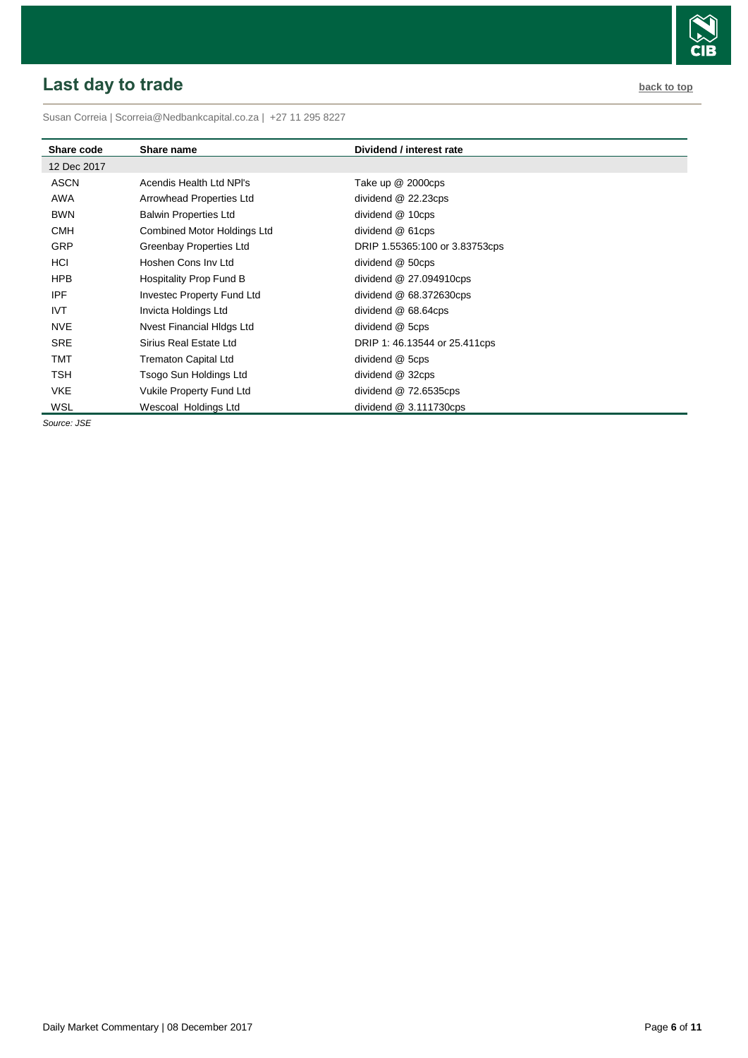## Last day to trade

back to top

Susan Correia | Scorreia@Nedbankcapital.co.za | +27 11 295 8227

| Share code | Share name | Dividend / interest rate |
|---|---|---|
| 12 Dec 2017 | | |
| ASCN | Acendis Health Ltd NPl's | Take up @ 2000cps |
| AWA | Arrowhead Properties Ltd | dividend @ 22.23cps |
| BWN | Balwin Properties Ltd | dividend @ 10cps |
| CMH | Combined Motor Holdings Ltd | dividend @ 61cps |
| GRP | Greenbay Properties Ltd | DRIP 1.55365:100 or 3.83753cps |
| HCI | Hoshen Cons Inv Ltd | dividend @ 50cps |
| HPB | Hospitality Prop Fund B | dividend @ 27.094910cps |
| IPF | Investec Property Fund Ltd | dividend @ 68.372630cps |
| IVT | Invicta Holdings Ltd | dividend @ 68.64cps |
| NVE | Nvest Financial Hldgs Ltd | dividend @ 5cps |
| SRE | Sirius Real Estate Ltd | DRIP 1: 46.13544 or 25.411cps |
| TMT | Trematon Capital Ltd | dividend @ 5cps |
| TSH | Tsogo Sun Holdings Ltd | dividend @ 32cps |
| VKE | Vukile Property Fund Ltd | dividend @ 72.6535cps |
| WSL | Wescoal Holdings Ltd | dividend @ 3.111730cps |

*Source: JSE*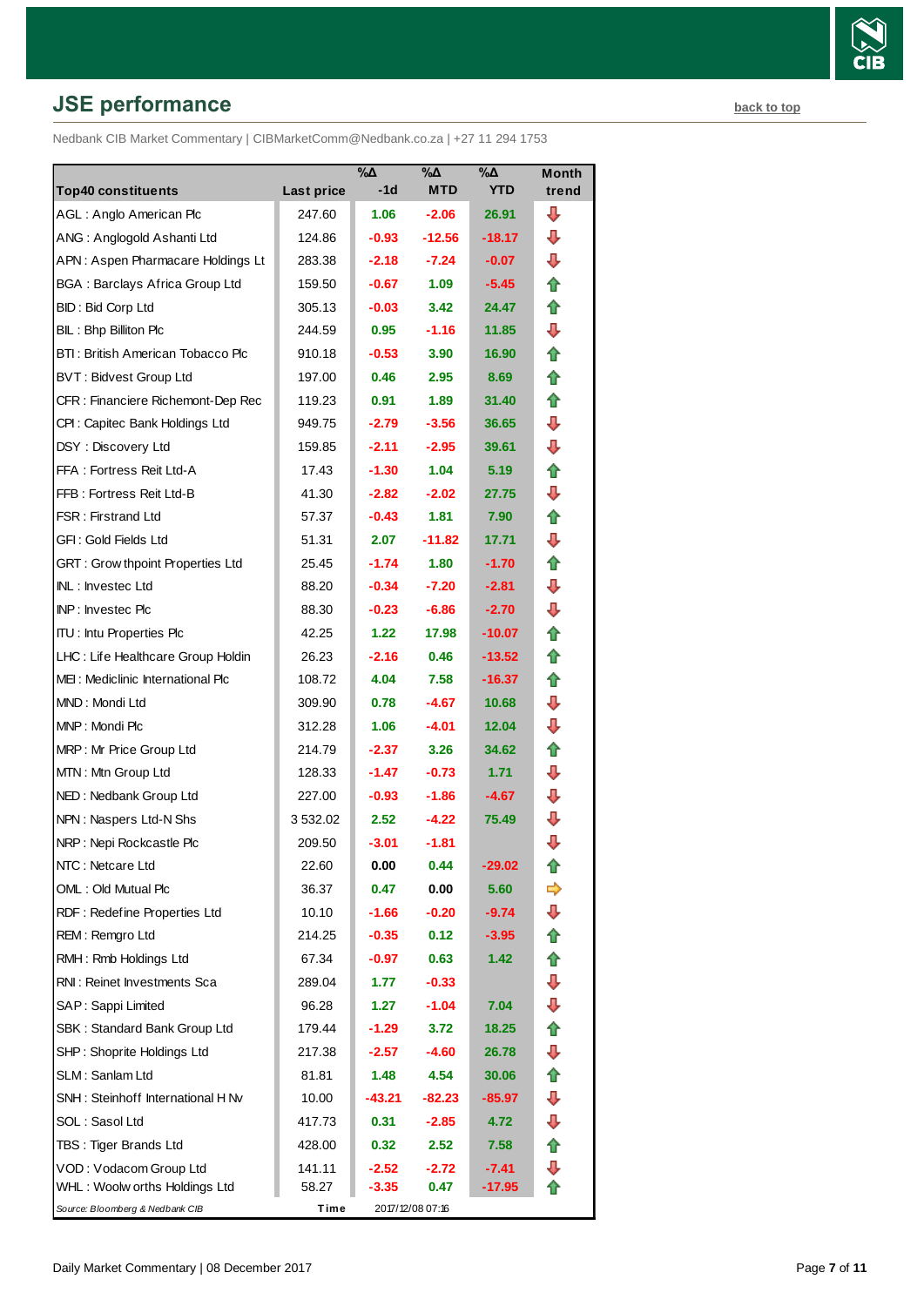## JSE performance

back to top

Nedbank CIB Market Commentary | CIBMarketComm@Nedbank.co.za | +27 11 294 1753

| Top40 constituents | Last price | %Δ -1d | %Δ MTD | %Δ YTD | Month trend |
|---|---|---|---|---|---|
| AGL : Anglo American Plc | 247.60 | 1.06 | -2.06 | 26.91 | ⇩ |
| ANG : Anglogold Ashanti Ltd | 124.86 | -0.93 | -12.56 | -18.17 | ⇩ |
| APN : Aspen Pharmacare Holdings Lt | 283.38 | -2.18 | -7.24 | -0.07 | ⇩ |
| BGA : Barclays Africa Group Ltd | 159.50 | -0.67 | 1.09 | -5.45 | ⇧ |
| BID : Bid Corp Ltd | 305.13 | -0.03 | 3.42 | 24.47 | ⇧ |
| BIL : Bhp Billiton Plc | 244.59 | 0.95 | -1.16 | 11.85 | ⇩ |
| BTI : British American Tobacco Plc | 910.18 | -0.53 | 3.90 | 16.90 | ⇧ |
| BVT : Bidvest Group Ltd | 197.00 | 0.46 | 2.95 | 8.69 | ⇧ |
| CFR : Financiere Richemont-Dep Rec | 119.23 | 0.91 | 1.89 | 31.40 | ⇧ |
| CPI : Capitec Bank Holdings Ltd | 949.75 | -2.79 | -3.56 | 36.65 | ⇩ |
| DSY : Discovery Ltd | 159.85 | -2.11 | -2.95 | 39.61 | ⇩ |
| FFA : Fortress Reit Ltd-A | 17.43 | -1.30 | 1.04 | 5.19 | ⇧ |
| FFB : Fortress Reit Ltd-B | 41.30 | -2.82 | -2.02 | 27.75 | ⇩ |
| FSR : Firstrand Ltd | 57.37 | -0.43 | 1.81 | 7.90 | ⇧ |
| GFI : Gold Fields Ltd | 51.31 | 2.07 | -11.82 | 17.71 | ⇩ |
| GRT : Growthpoint Properties Ltd | 25.45 | -1.74 | 1.80 | -1.70 | ⇧ |
| INL : Investec Ltd | 88.20 | -0.34 | -7.20 | -2.81 | ⇩ |
| INP : Investec Plc | 88.30 | -0.23 | -6.86 | -2.70 | ⇩ |
| ITU : Intu Properties Plc | 42.25 | 1.22 | 17.98 | -10.07 | ⇧ |
| LHC : Life Healthcare Group Holdin | 26.23 | -2.16 | 0.46 | -13.52 | ⇧ |
| MEI : Mediclinic International Plc | 108.72 | 4.04 | 7.58 | -16.37 | ⇧ |
| MND : Mondi Ltd | 309.90 | 0.78 | -4.67 | 10.68 | ⇩ |
| MNP : Mondi Plc | 312.28 | 1.06 | -4.01 | 12.04 | ⇩ |
| MRP : Mr Price Group Ltd | 214.79 | -2.37 | 3.26 | 34.62 | ⇧ |
| MTN : Mtn Group Ltd | 128.33 | -1.47 | -0.73 | 1.71 | ⇩ |
| NED : Nedbank Group Ltd | 227.00 | -0.93 | -1.86 | -4.67 | ⇩ |
| NPN : Naspers Ltd-N Shs | 3 532.02 | 2.52 | -4.22 | 75.49 | ⇩ |
| NRP : Nepi Rockcastle Plc | 209.50 | -3.01 | -1.81 | | ⇩ |
| NTC : Netcare Ltd | 22.60 | 0.00 | 0.44 | -29.02 | ⇧ |
| OML : Old Mutual Plc | 36.37 | 0.47 | 0.00 | 5.60 | ⇨ |
| RDF : Redefine Properties Ltd | 10.10 | -1.66 | -0.20 | -9.74 | ⇩ |
| REM : Remgro Ltd | 214.25 | -0.35 | 0.12 | -3.95 | ⇧ |
| RMH : Rmb Holdings Ltd | 67.34 | -0.97 | 0.63 | 1.42 | ⇧ |
| RNI : Reinet Investments Sca | 289.04 | 1.77 | -0.33 | | ⇩ |
| SAP : Sappi Limited | 96.28 | 1.27 | -1.04 | 7.04 | ⇩ |
| SBK : Standard Bank Group Ltd | 179.44 | -1.29 | 3.72 | 18.25 | ⇧ |
| SHP : Shoprite Holdings Ltd | 217.38 | -2.57 | -4.60 | 26.78 | ⇩ |
| SLM : Sanlam Ltd | 81.81 | 1.48 | 4.54 | 30.06 | ⇧ |
| SNH : Steinhoff International H Nv | 10.00 | -43.21 | -82.23 | -85.97 | ⇩ |
| SOL : Sasol Ltd | 417.73 | 0.31 | -2.85 | 4.72 | ⇩ |
| TBS : Tiger Brands Ltd | 428.00 | 0.32 | 2.52 | 7.58 | ⇧ |
| VOD : Vodacom Group Ltd | 141.11 | -2.52 | -2.72 | -7.41 | ⇩ |
| WHL : Woolworths Holdings Ltd | 58.27 | -3.35 | 0.47 | -17.95 | ⇧ |

*Source: Bloomberg & Nedbank CIB* Time 2017/12/08 07:16

Daily Market Commentary | 08 December 2017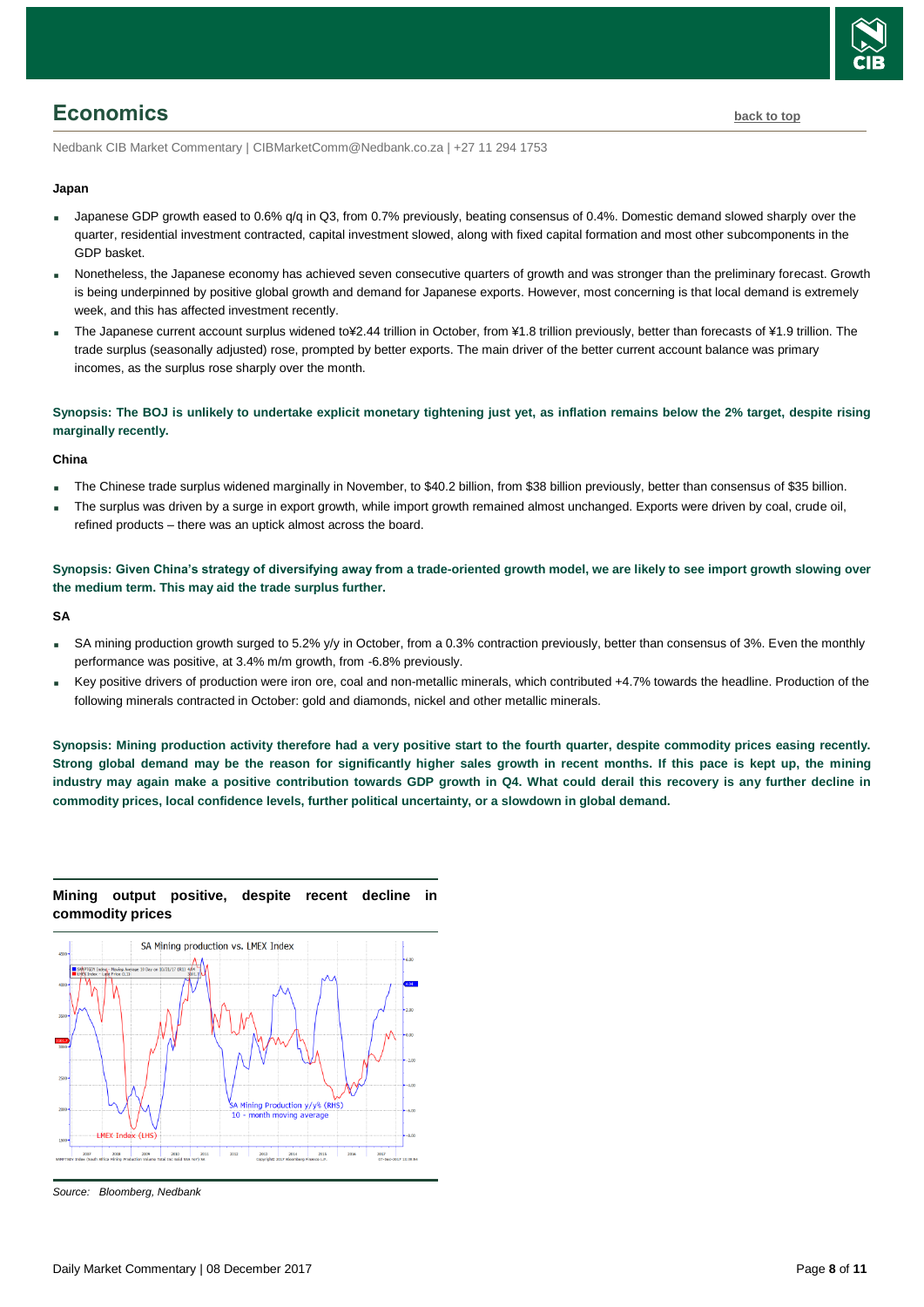## Economics

back to top

Nedbank CIB Market Commentary | CIBMarketComm@Nedbank.co.za | +27 11 294 1753

**Japan**

- Japanese GDP growth eased to 0.6% q/q in Q3, from 0.7% previously, beating consensus of 0.4%. Domestic demand slowed sharply over the quarter, residential investment contracted, capital investment slowed, along with fixed capital formation and most other subcomponents in the GDP basket.
- Nonetheless, the Japanese economy has achieved seven consecutive quarters of growth and was stronger than the preliminary forecast. Growth is being underpinned by positive global growth and demand for Japanese exports. However, most concerning is that local demand is extremely week, and this has affected investment recently.
- The Japanese current account surplus widened to¥2.44 trillion in October, from ¥1.8 trillion previously, better than forecasts of ¥1.9 trillion. The trade surplus (seasonally adjusted) rose, prompted by better exports. The main driver of the better current account balance was primary incomes, as the surplus rose sharply over the month.

**Synopsis: The BOJ is unlikely to undertake explicit monetary tightening just yet, as inflation remains below the 2% target, despite rising marginally recently.**

**China**

- The Chinese trade surplus widened marginally in November, to $40.2 billion, from $38 billion previously, better than consensus of $35 billion.
- The surplus was driven by a surge in export growth, while import growth remained almost unchanged. Exports were driven by coal, crude oil, refined products – there was an uptick almost across the board.

**Synopsis: Given China's strategy of diversifying away from a trade-oriented growth model, we are likely to see import growth slowing over the medium term. This may aid the trade surplus further.**

**SA**

- SA mining production growth surged to 5.2% y/y in October, from a 0.3% contraction previously, better than consensus of 3%. Even the monthly performance was positive, at 3.4% m/m growth, from -6.8% previously.
- Key positive drivers of production were iron ore, coal and non-metallic minerals, which contributed +4.7% towards the headline. Production of the following minerals contracted in October: gold and diamonds, nickel and other metallic minerals.

**Synopsis: Mining production activity therefore had a very positive start to the fourth quarter, despite commodity prices easing recently. Strong global demand may be the reason for significantly higher sales growth in recent months. If this pace is kept up, the mining industry may again make a positive contribution towards GDP growth in Q4. What could derail this recovery is any further decline in commodity prices, local confidence levels, further political uncertainty, or a slowdown in global demand.**

**Mining output positive, despite recent decline in commodity prices**

*Source: Bloomberg, Nedbank*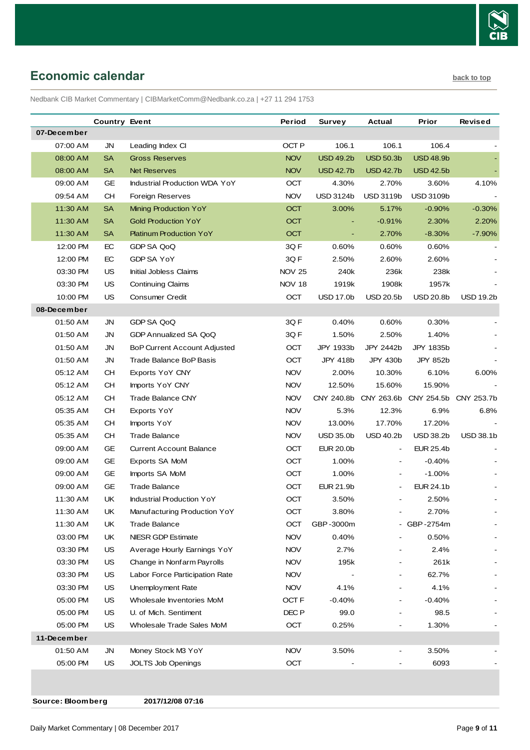## Economic calendar

back to top

Nedbank CIB Market Commentary | CIBMarketComm@Nedbank.co.za | +27 11 294 1753

| | Country | Event | Period | Survey | Actual | Prior | Revised |
|---|---|---|---|---|---|---|---|
| **07-December** | | | | | | | |
| 07:00 AM | JN | Leading Index CI | OCT P | 106.1 | 106.1 | 106.4 | - |
| 08:00 AM | SA | Gross Reserves | NOV | USD 49.2b | USD 50.3b | USD 48.9b | - |
| 08:00 AM | SA | Net Reserves | NOV | USD 42.7b | USD 42.7b | USD 42.5b | - |
| 09:00 AM | GE | Industrial Production WDA YoY | OCT | 4.30% | 2.70% | 3.60% | 4.10% |
| 09:54 AM | CH | Foreign Reserves | NOV | USD 3124b | USD 3119b | USD 3109b | - |
| 11:30 AM | SA | Mining Production YoY | OCT | 3.00% | 5.17% | -0.90% | -0.30% |
| 11:30 AM | SA | Gold Production YoY | OCT | - | -0.91% | 2.30% | 2.20% |
| 11:30 AM | SA | Platinum Production YoY | OCT | - | 2.70% | -8.30% | -7.90% |
| 12:00 PM | EC | GDP SA QoQ | 3Q F | 0.60% | 0.60% | 0.60% | - |
| 12:00 PM | EC | GDP SA YoY | 3Q F | 2.50% | 2.60% | 2.60% | - |
| 03:30 PM | US | Initial Jobless Claims | NOV 25 | 240k | 236k | 238k | - |
| 03:30 PM | US | Continuing Claims | NOV 18 | 1919k | 1908k | 1957k | - |
| 10:00 PM | US | Consumer Credit | OCT | USD 17.0b | USD 20.5b | USD 20.8b | USD 19.2b |
| **08-December** | | | | | | | |
| 01:50 AM | JN | GDP SA QoQ | 3Q F | 0.40% | 0.60% | 0.30% | - |
| 01:50 AM | JN | GDP Annualized SA QoQ | 3Q F | 1.50% | 2.50% | 1.40% | - |
| 01:50 AM | JN | BoP Current Account Adjusted | OCT | JPY 1933b | JPY 2442b | JPY 1835b | - |
| 01:50 AM | JN | Trade Balance BoP Basis | OCT | JPY 418b | JPY 430b | JPY 852b | - |
| 05:12 AM | CH | Exports YoY CNY | NOV | 2.00% | 10.30% | 6.10% | 6.00% |
| 05:12 AM | CH | Imports YoY CNY | NOV | 12.50% | 15.60% | 15.90% | - |
| 05:12 AM | CH | Trade Balance CNY | NOV | CNY 240.8b | CNY 263.6b | CNY 254.5b | CNY 253.7b |
| 05:35 AM | CH | Exports YoY | NOV | 5.3% | 12.3% | 6.9% | 6.8% |
| 05:35 AM | CH | Imports YoY | NOV | 13.00% | 17.70% | 17.20% | - |
| 05:35 AM | CH | Trade Balance | NOV | USD 35.0b | USD 40.2b | USD 38.2b | USD 38.1b |
| 09:00 AM | GE | Current Account Balance | OCT | EUR 20.0b | - | EUR 25.4b | - |
| 09:00 AM | GE | Exports SA MoM | OCT | 1.00% | - | -0.40% | - |
| 09:00 AM | GE | Imports SA MoM | OCT | 1.00% | - | -1.00% | - |
| 09:00 AM | GE | Trade Balance | OCT | EUR 21.9b | - | EUR 24.1b | - |
| 11:30 AM | UK | Industrial Production YoY | OCT | 3.50% | - | 2.50% | - |
| 11:30 AM | UK | Manufacturing Production YoY | OCT | 3.80% | - | 2.70% | - |
| 11:30 AM | UK | Trade Balance | OCT | GBP -3000m | - | GBP -2754m | - |
| 03:00 PM | UK | NIESR GDP Estimate | NOV | 0.40% | - | 0.50% | - |
| 03:30 PM | US | Average Hourly Earnings YoY | NOV | 2.7% | - | 2.4% | - |
| 03:30 PM | US | Change in Nonfarm Payrolls | NOV | 195k | - | 261k | - |
| 03:30 PM | US | Labor Force Participation Rate | NOV | - | - | 62.7% | - |
| 03:30 PM | US | Unemployment Rate | NOV | 4.1% | - | 4.1% | - |
| 05:00 PM | US | Wholesale Inventories MoM | OCT F | -0.40% | - | -0.40% | - |
| 05:00 PM | US | U. of Mich. Sentiment | DEC P | 99.0 | - | 98.5 | - |
| 05:00 PM | US | Wholesale Trade Sales MoM | OCT | 0.25% | - | 1.30% | - |
| **11-December** | | | | | | | |
| 01:50 AM | JN | Money Stock M3 YoY | NOV | 3.50% | - | 3.50% | - |
| 05:00 PM | US | JOLTS Job Openings | OCT | - | - | 6093 | - |

**Source: Bloomberg** **2017/12/08 07:16**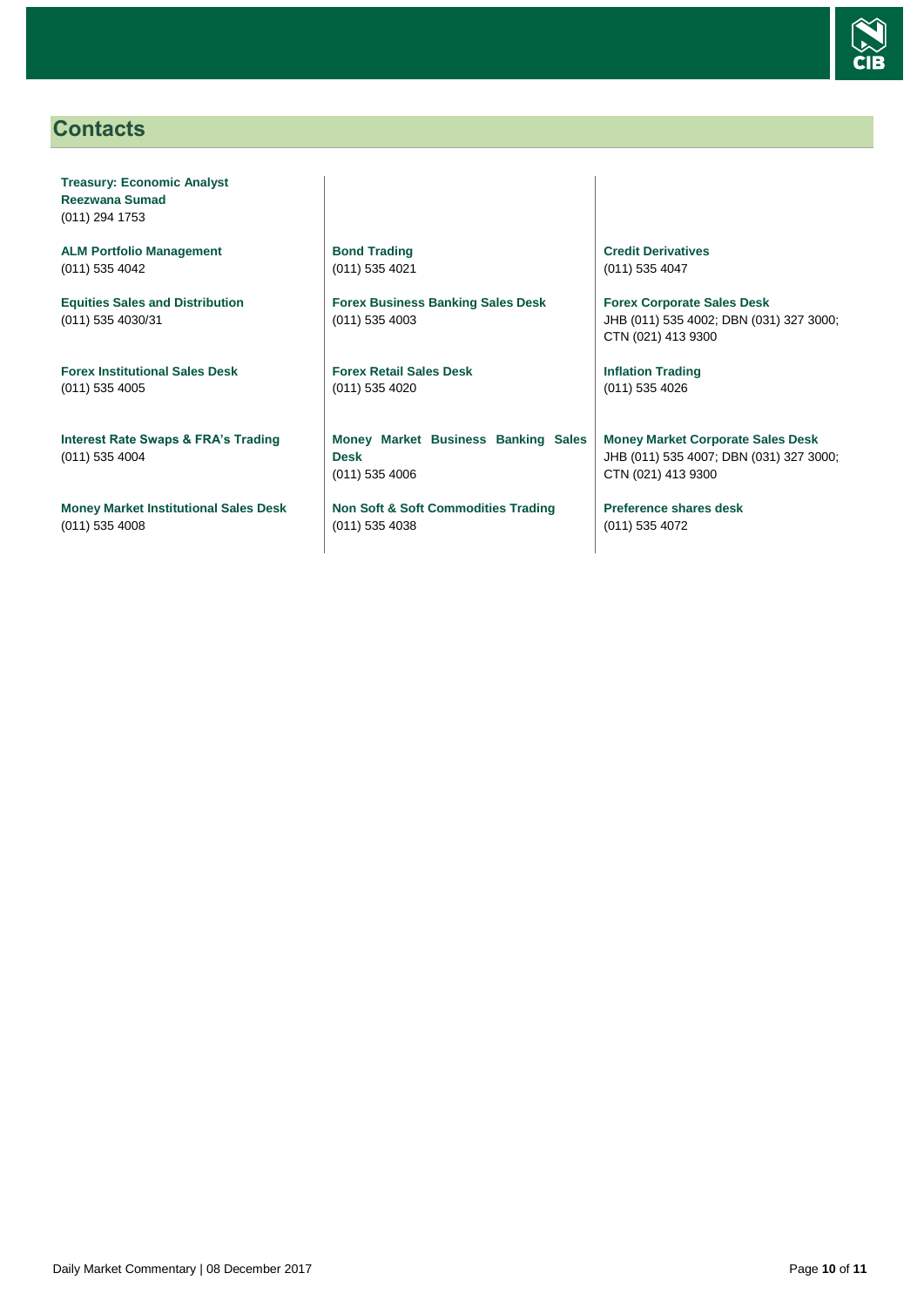## Contacts

**Treasury: Economic Analyst**
**Reezwana Sumad**
(011) 294 1753

**ALM Portfolio Management**
(011) 535 4042

**Equities Sales and Distribution**
(011) 535 4030/31

**Forex Institutional Sales Desk**
(011) 535 4005

**Interest Rate Swaps & FRA's Trading**
(011) 535 4004

**Money Market Institutional Sales Desk**
(011) 535 4008

**Bond Trading**
(011) 535 4021

**Forex Business Banking Sales Desk**
(011) 535 4003

**Forex Retail Sales Desk**
(011) 535 4020

**Money Market Business Banking Sales Desk**
(011) 535 4006

**Non Soft & Soft Commodities Trading**
(011) 535 4038

**Credit Derivatives**
(011) 535 4047

**Forex Corporate Sales Desk**
JHB (011) 535 4002; DBN (031) 327 3000; CTN (021) 413 9300

**Inflation Trading**
(011) 535 4026

**Money Market Corporate Sales Desk**
JHB (011) 535 4007; DBN (031) 327 3000; CTN (021) 413 9300

**Preference shares desk**
(011) 535 4072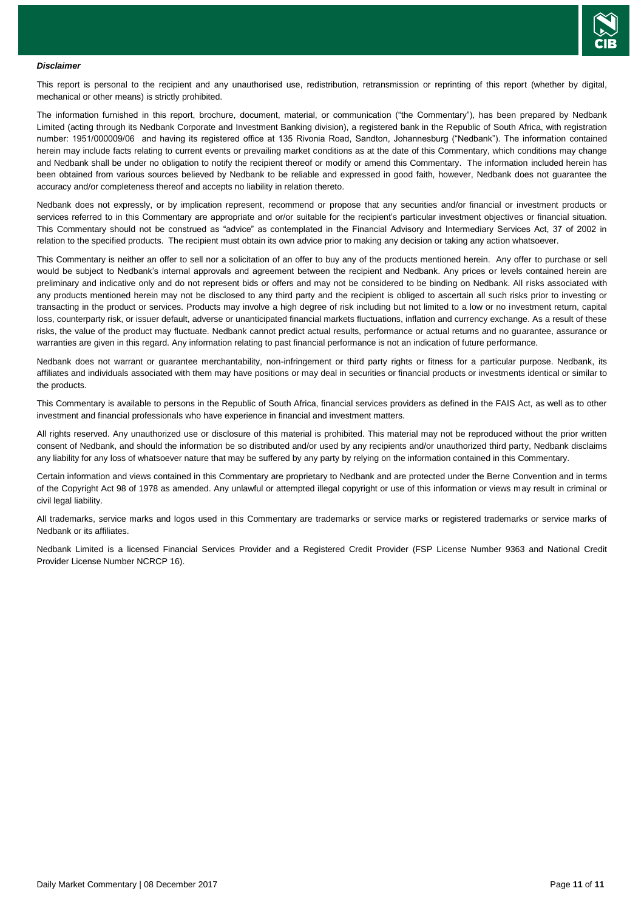***Disclaimer***

This report is personal to the recipient and any unauthorised use, redistribution, retransmission or reprinting of this report (whether by digital, mechanical or other means) is strictly prohibited.

The information furnished in this report, brochure, document, material, or communication ("the Commentary"), has been prepared by Nedbank Limited (acting through its Nedbank Corporate and Investment Banking division), a registered bank in the Republic of South Africa, with registration number: 1951/000009/06 and having its registered office at 135 Rivonia Road, Sandton, Johannesburg ("Nedbank"). The information contained herein may include facts relating to current events or prevailing market conditions as at the date of this Commentary, which conditions may change and Nedbank shall be under no obligation to notify the recipient thereof or modify or amend this Commentary. The information included herein has been obtained from various sources believed by Nedbank to be reliable and expressed in good faith, however, Nedbank does not guarantee the accuracy and/or completeness thereof and accepts no liability in relation thereto.

Nedbank does not expressly, or by implication represent, recommend or propose that any securities and/or financial or investment products or services referred to in this Commentary are appropriate and or/or suitable for the recipient's particular investment objectives or financial situation. This Commentary should not be construed as "advice" as contemplated in the Financial Advisory and Intermediary Services Act, 37 of 2002 in relation to the specified products. The recipient must obtain its own advice prior to making any decision or taking any action whatsoever.

This Commentary is neither an offer to sell nor a solicitation of an offer to buy any of the products mentioned herein. Any offer to purchase or sell would be subject to Nedbank's internal approvals and agreement between the recipient and Nedbank. Any prices or levels contained herein are preliminary and indicative only and do not represent bids or offers and may not be considered to be binding on Nedbank. All risks associated with any products mentioned herein may not be disclosed to any third party and the recipient is obliged to ascertain all such risks prior to investing or transacting in the product or services. Products may involve a high degree of risk including but not limited to a low or no investment return, capital loss, counterparty risk, or issuer default, adverse or unanticipated financial markets fluctuations, inflation and currency exchange. As a result of these risks, the value of the product may fluctuate. Nedbank cannot predict actual results, performance or actual returns and no guarantee, assurance or warranties are given in this regard. Any information relating to past financial performance is not an indication of future performance.

Nedbank does not warrant or guarantee merchantability, non-infringement or third party rights or fitness for a particular purpose. Nedbank, its affiliates and individuals associated with them may have positions or may deal in securities or financial products or investments identical or similar to the products.

This Commentary is available to persons in the Republic of South Africa, financial services providers as defined in the FAIS Act, as well as to other investment and financial professionals who have experience in financial and investment matters.

All rights reserved. Any unauthorized use or disclosure of this material is prohibited. This material may not be reproduced without the prior written consent of Nedbank, and should the information be so distributed and/or used by any recipients and/or unauthorized third party, Nedbank disclaims any liability for any loss of whatsoever nature that may be suffered by any party by relying on the information contained in this Commentary.

Certain information and views contained in this Commentary are proprietary to Nedbank and are protected under the Berne Convention and in terms of the Copyright Act 98 of 1978 as amended. Any unlawful or attempted illegal copyright or use of this information or views may result in criminal or civil legal liability.

All trademarks, service marks and logos used in this Commentary are trademarks or service marks or registered trademarks or service marks of Nedbank or its affiliates.

Nedbank Limited is a licensed Financial Services Provider and a Registered Credit Provider (FSP License Number 9363 and National Credit Provider License Number NCRCP 16).